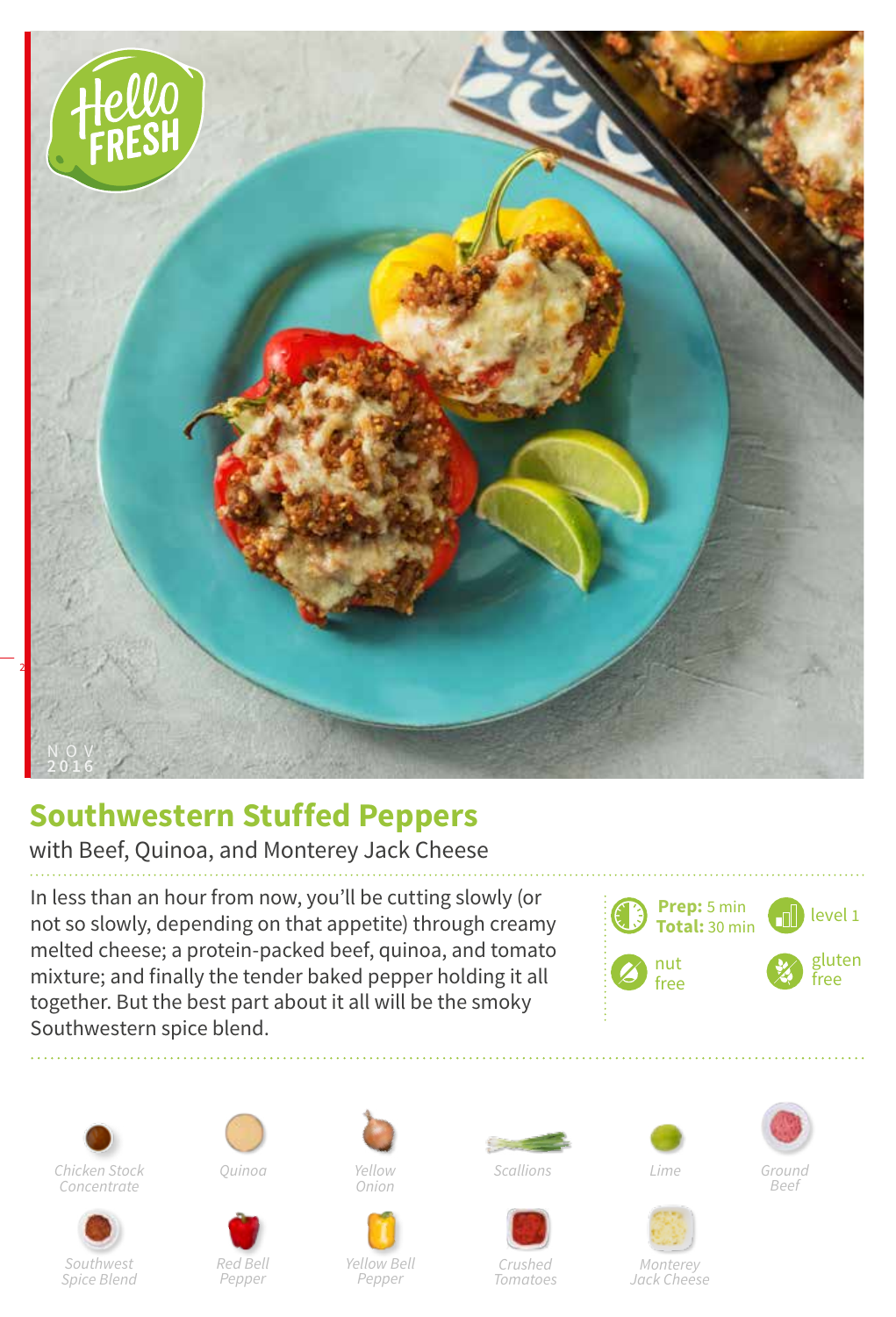NOV 2016

# Southwestern Stuffed Peppers

with Beef, Quinoa, and Monterey Jack Cheese

In less than an hour from now, you'll be cutting slowly (or not so slowly, depending on that appetite) through creamy melted cheese; a protein-packed beef, quinoa, and tomato mixture; and finally the tender baked pepper holding it all together. But the best part about it all will be the smoky Southwestern spice blend.

**Prep:** 5 min
**Total:** 30 min

level 1

nut free

gluten free

*Chicken Stock Concentrate*

*Quinoa*

*Yellow Onion*

*Scallions*

*Lime*

*Ground Beef*

*Southwest Spice Blend*

*Red Bell Pepper*

*Yellow Bell Pepper*

*Crushed Tomatoes*

*Monterey Jack Cheese*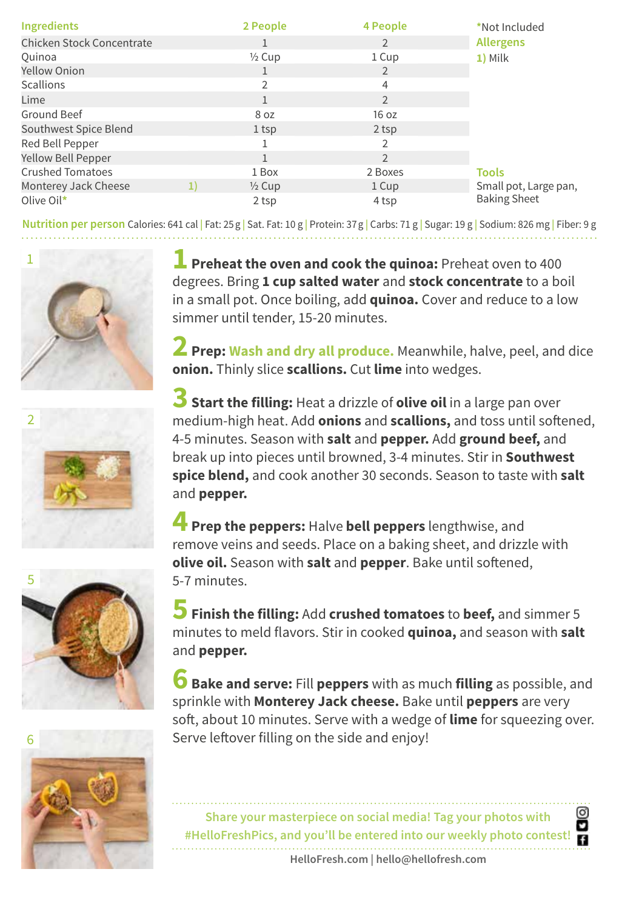| Ingredients | | 2 People | 4 People |
|---|---|---|---|
| Chicken Stock Concentrate | | 1 | 2 |
| Quinoa | | ½ Cup | 1 Cup |
| Yellow Onion | | 1 | 2 |
| Scallions | | 2 | 4 |
| Lime | | 1 | 2 |
| Ground Beef | | 8 oz | 16 oz |
| Southwest Spice Blend | | 1 tsp | 2 tsp |
| Red Bell Pepper | | 1 | 2 |
| Yellow Bell Pepper | | 1 | 2 |
| Crushed Tomatoes | | 1 Box | 2 Boxes |
| Monterey Jack Cheese | 1) | ½ Cup | 1 Cup |
| Olive Oil* | | 2 tsp | 4 tsp |

*Not Included

**Allergens**

1) Milk

**Tools**

Small pot, Large pan, Baking Sheet

**Nutrition per person** Calories: 641 cal | Fat: 25 g | Sat. Fat: 10 g | Protein: 37 g | Carbs: 71 g | Sugar: 19 g | Sodium: 826 mg | Fiber: 9 g

1

2

5

6

**1 Preheat the oven and cook the quinoa:** Preheat oven to 400 degrees. Bring **1 cup salted water** and **stock concentrate** to a boil in a small pot. Once boiling, add **quinoa.** Cover and reduce to a low simmer until tender, 15-20 minutes.

**2 Prep: Wash and dry all produce.** Meanwhile, halve, peel, and dice **onion.** Thinly slice **scallions.** Cut **lime** into wedges.

**3 Start the filling:** Heat a drizzle of **olive oil** in a large pan over medium-high heat. Add **onions** and **scallions,** and toss until softened, 4-5 minutes. Season with **salt** and **pepper.** Add **ground beef,** and break up into pieces until browned, 3-4 minutes. Stir in **Southwest spice blend,** and cook another 30 seconds. Season to taste with **salt** and **pepper.**

**4 Prep the peppers:** Halve **bell peppers** lengthwise, and remove veins and seeds. Place on a baking sheet, and drizzle with **olive oil.** Season with **salt** and **pepper**. Bake until softened, 5-7 minutes.

**5 Finish the filling:** Add **crushed tomatoes** to **beef,** and simmer 5 minutes to meld flavors. Stir in cooked **quinoa,** and season with **salt** and **pepper.**

**6 Bake and serve:** Fill **peppers** with as much **filling** as possible, and sprinkle with **Monterey Jack cheese.** Bake until **peppers** are very soft, about 10 minutes. Serve with a wedge of **lime** for squeezing over. Serve leftover filling on the side and enjoy!

Share your masterpiece on social media! Tag your photos with #HelloFreshPics, and you'll be entered into our weekly photo contest!

HelloFresh.com | hello@hellofresh.com